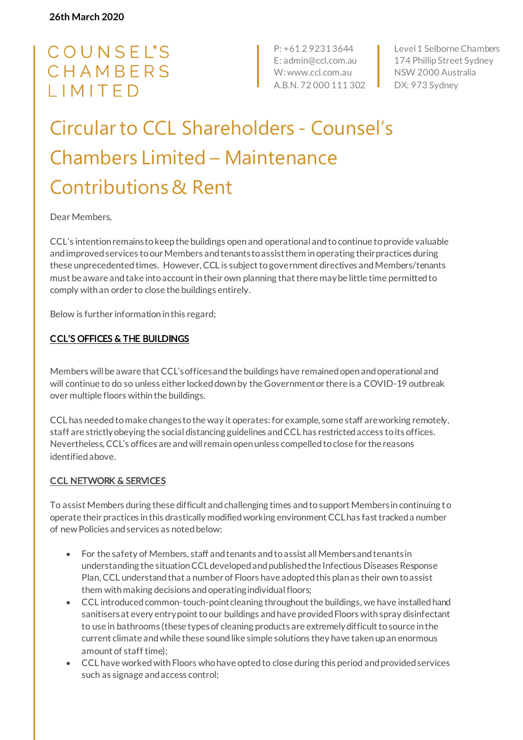**26th March 2020**

COUNSEL'S CHAMBERS LIMITED

P: +61 2 9231 3644
E: admin@ccl.com.au
W: www.ccl.com.au
A.B.N. 72 000 111 302

Level 1 Selborne Chambers
174 Phillip Street Sydney
NSW 2000 Australia
DX: 973 Sydney

# Circular to CCL Shareholders - Counsel's Chambers Limited – Maintenance Contributions & Rent

Dear Members,

CCL's intention remains to keep the buildings open and operational and to continue to provide valuable and improved services to our Members and tenants to assist them in operating their practices during these unprecedented times. However, CCL is subject to government directives and Members/tenants must be aware and take into account in their own planning that there may be little time permitted to comply with an order to close the buildings entirely.

Below is further information in this regard;

**CCL'S OFFICES & THE BUILDINGS**

Members will be aware that CCL's offices and the buildings have remained open and operational and will continue to do so unless either locked down by the Government or there is a COVID-19 outbreak over multiple floors within the buildings.

CCL has needed to make changes to the way it operates: for example, some staff are working remotely, staff are strictly obeying the social distancing guidelines and CCL has restricted access to its offices. Nevertheless, CCL's offices are and will remain open unless compelled to close for the reasons identified above.

**CCL NETWORK & SERVICES**

To assist Members during these difficult and challenging times and to support Members in continuing to operate their practices in this drastically modified working environment CCL has fast tracked a number of new Policies and services as noted below:

- For the safety of Members, staff and tenants and to assist all Members and tenants in understanding the situation CCL developed and published the Infectious Diseases Response Plan, CCL understand that a number of Floors have adopted this plan as their own to assist them with making decisions and operating individual floors;
- CCL introduced common-touch-point cleaning throughout the buildings, we have installed hand sanitisers at every entry point to our buildings and have provided Floors with spray disinfectant to use in bathrooms (these types of cleaning products are extremely difficult to source in the current climate and while these sound like simple solutions they have taken up an enormous amount of staff time);
- CCL have worked with Floors who have opted to close during this period and provided services such as signage and access control;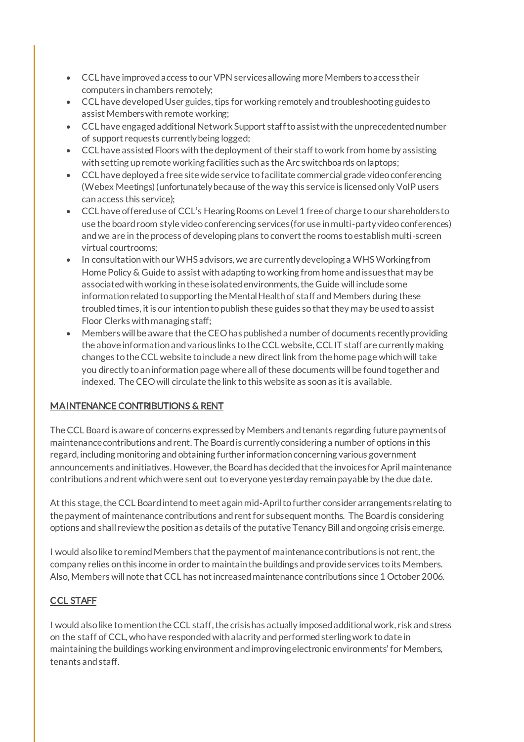- CCL have improved access to our VPN services allowing more Members to access their computers in chambers remotely;
- CCL have developed User guides, tips for working remotely and troubleshooting guides to assist Members with remote working;
- CCL have engaged additional Network Support staff to assist with the unprecedented number of support requests currently being logged;
- CCL have assisted Floors with the deployment of their staff to work from home by assisting with setting up remote working facilities such as the Arc switchboards on laptops;
- CCL have deployed a free site wide service to facilitate commercial grade video conferencing (Webex Meetings) (unfortunately because of the way this service is licensed only VoIP users can access this service);
- CCL have offered use of CCL's Hearing Rooms on Level 1 free of charge to our shareholders to use the board room style video conferencing services (for use in multi-party video conferences) and we are in the process of developing plans to convert the rooms to establish multi-screen virtual courtrooms;
- In consultation with our WHS advisors, we are currently developing a WHS Working from Home Policy & Guide to assist with adapting to working from home and issues that may be associated with working in these isolated environments, the Guide will include some information related to supporting the Mental Health of staff and Members during these troubled times, it is our intention to publish these guides so that they may be used to assist Floor Clerks with managing staff;
- Members will be aware that the CEO has published a number of documents recently providing the above information and various links to the CCL website, CCL IT staff are currently making changes to the CCL website to include a new direct link from the home page which will take you directly to an information page where all of these documents will be found together and indexed. The CEO will circulate the link to this website as soon as it is available.

## MAINTENANCE CONTRIBUTIONS & RENT

The CCL Board is aware of concerns expressed by Members and tenants regarding future payments of maintenance contributions and rent. The Board is currently considering a number of options in this regard, including monitoring and obtaining further information concerning various government announcements and initiatives. However, the Board has decided that the invoices for April maintenance contributions and rent which were sent out to everyone yesterday remain payable by the due date.

At this stage, the CCL Board intend to meet again mid-April to further consider arrangements relating to the payment of maintenance contributions and rent for subsequent months. The Board is considering options and shall review the position as details of the putative Tenancy Bill and ongoing crisis emerge.

I would also like to remind Members that the payment of maintenance contributions is not rent, the company relies on this income in order to maintain the buildings and provide services to its Members. Also, Members will note that CCL has not increased maintenance contributions since 1 October 2006.

## CCL STAFF

I would also like to mention the CCL staff, the crisis has actually imposed additional work, risk and stress on the staff of CCL, who have responded with alacrity and performed sterling work to date in maintaining the buildings working environment and improving electronic environments' for Members, tenants and staff.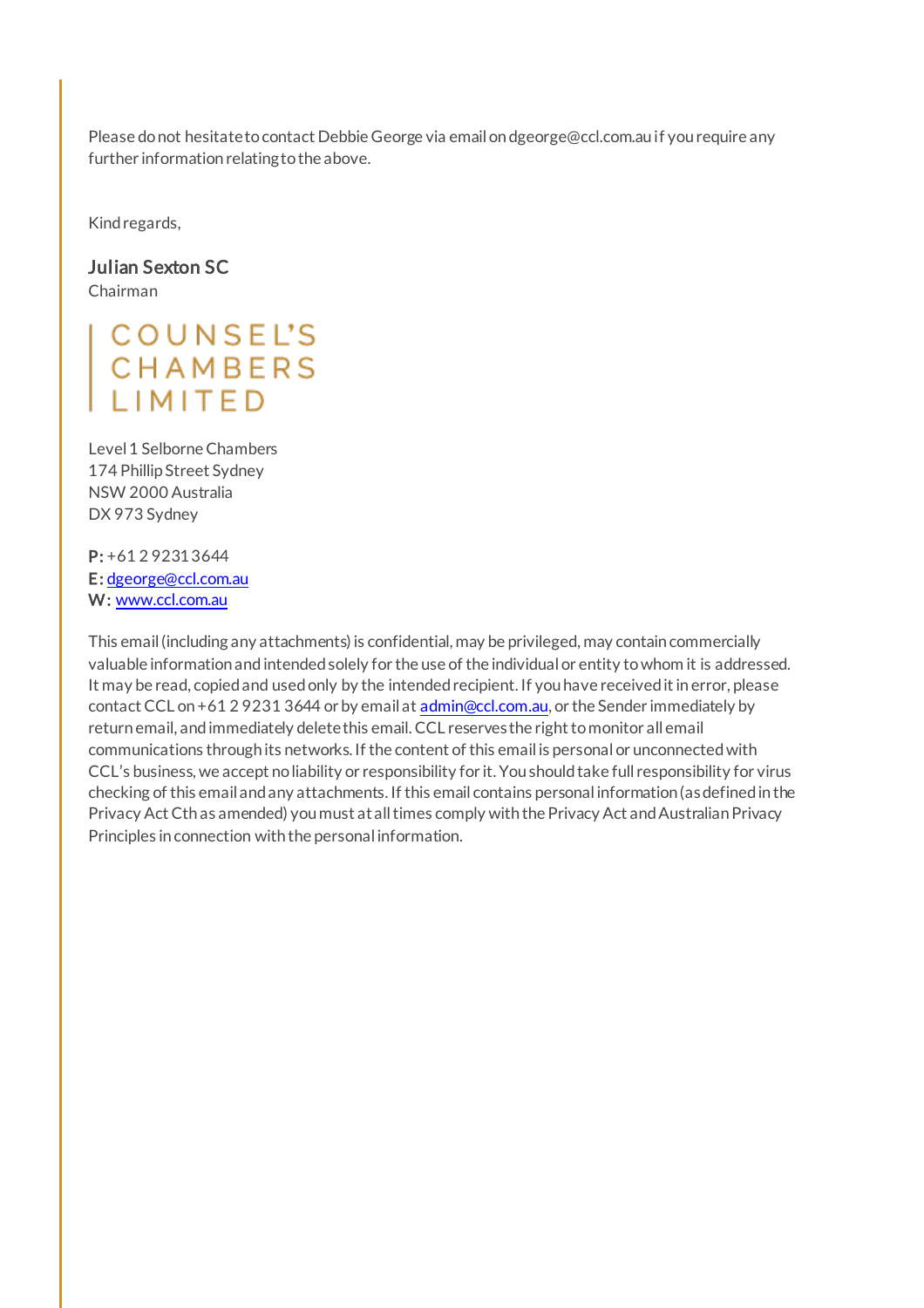Please do not hesitate to contact Debbie George via email on dgeorge@ccl.com.au if you require any further information relating to the above.

Kind regards,

**Julian Sexton SC**
Chairman

COUNSEL'S
CHAMBERS
LIMITED

Level 1 Selborne Chambers
174 Phillip Street Sydney
NSW 2000 Australia
DX 973 Sydney

**P:** +61 2 9231 3644
**E:** dgeorge@ccl.com.au
**W:** www.ccl.com.au

This email (including any attachments) is confidential, may be privileged, may contain commercially valuable information and intended solely for the use of the individual or entity to whom it is addressed. It may be read, copied and used only by the intended recipient. If you have received it in error, please contact CCL on +61 2 9231 3644 or by email at admin@ccl.com.au, or the Sender immediately by return email, and immediately delete this email. CCL reserves the right to monitor all email communications through its networks. If the content of this email is personal or unconnected with CCL's business, we accept no liability or responsibility for it. You should take full responsibility for virus checking of this email and any attachments. If this email contains personal information (as defined in the Privacy Act Cth as amended) you must at all times comply with the Privacy Act and Australian Privacy Principles in connection with the personal information.